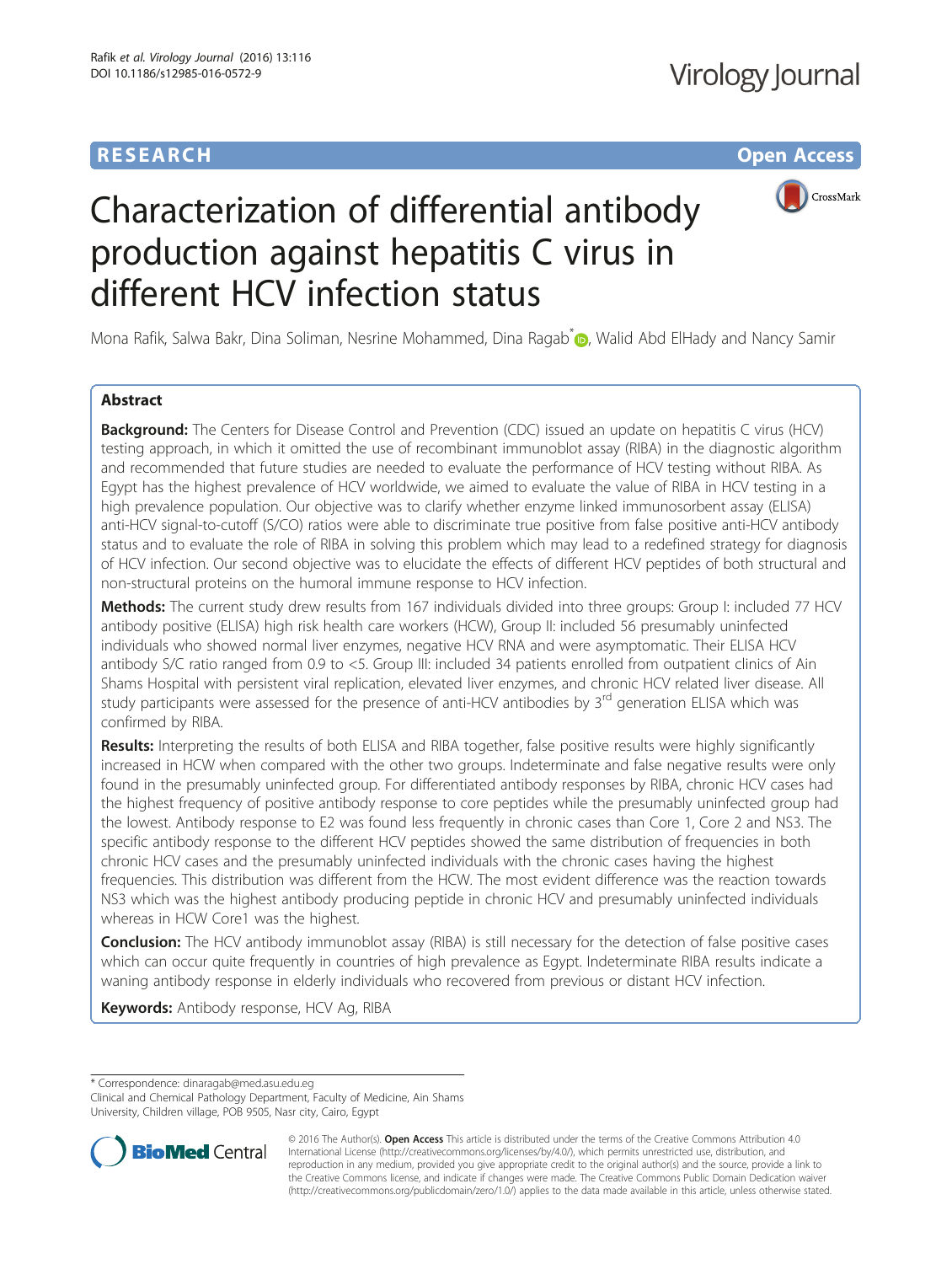RESEARCH

Open Access

# Characterization of differential antibody production against hepatitis C virus in different HCV infection status

Mona Rafik, Salwa Bakr, Dina Soliman, Nesrine Mohammed, Dina Ragab*, Walid Abd ElHady and Nancy Samir

## Abstract

**Background:** The Centers for Disease Control and Prevention (CDC) issued an update on hepatitis C virus (HCV) testing approach, in which it omitted the use of recombinant immunoblot assay (RIBA) in the diagnostic algorithm and recommended that future studies are needed to evaluate the performance of HCV testing without RIBA. As Egypt has the highest prevalence of HCV worldwide, we aimed to evaluate the value of RIBA in HCV testing in a high prevalence population. Our objective was to clarify whether enzyme linked immunosorbent assay (ELISA) anti-HCV signal-to-cutoff (S/CO) ratios were able to discriminate true positive from false positive anti-HCV antibody status and to evaluate the role of RIBA in solving this problem which may lead to a redefined strategy for diagnosis of HCV infection. Our second objective was to elucidate the effects of different HCV peptides of both structural and non-structural proteins on the humoral immune response to HCV infection.

**Methods:** The current study drew results from 167 individuals divided into three groups: Group I: included 77 HCV antibody positive (ELISA) high risk health care workers (HCW), Group II: included 56 presumably uninfected individuals who showed normal liver enzymes, negative HCV RNA and were asymptomatic. Their ELISA HCV antibody S/C ratio ranged from 0.9 to <5. Group III: included 34 patients enrolled from outpatient clinics of Ain Shams Hospital with persistent viral replication, elevated liver enzymes, and chronic HCV related liver disease. All study participants were assessed for the presence of anti-HCV antibodies by 3rd generation ELISA which was confirmed by RIBA.

**Results:** Interpreting the results of both ELISA and RIBA together, false positive results were highly significantly increased in HCW when compared with the other two groups. Indeterminate and false negative results were only found in the presumably uninfected group. For differentiated antibody responses by RIBA, chronic HCV cases had the highest frequency of positive antibody response to core peptides while the presumably uninfected group had the lowest. Antibody response to E2 was found less frequently in chronic cases than Core 1, Core 2 and NS3. The specific antibody response to the different HCV peptides showed the same distribution of frequencies in both chronic HCV cases and the presumably uninfected individuals with the chronic cases having the highest frequencies. This distribution was different from the HCW. The most evident difference was the reaction towards NS3 which was the highest antibody producing peptide in chronic HCV and presumably uninfected individuals whereas in HCW Core1 was the highest.

**Conclusion:** The HCV antibody immunoblot assay (RIBA) is still necessary for the detection of false positive cases which can occur quite frequently in countries of high prevalence as Egypt. Indeterminate RIBA results indicate a waning antibody response in elderly individuals who recovered from previous or distant HCV infection.

**Keywords:** Antibody response, HCV Ag, RIBA

---

* Correspondence: dinaragab@med.asu.edu.eg
Clinical and Chemical Pathology Department, Faculty of Medicine, Ain Shams University, Children village, POB 9505, Nasr city, Cairo, Egypt

© 2016 The Author(s). **Open Access** This article is distributed under the terms of the Creative Commons Attribution 4.0 International License (http://creativecommons.org/licenses/by/4.0/), which permits unrestricted use, distribution, and reproduction in any medium, provided you give appropriate credit to the original author(s) and the source, provide a link to the Creative Commons license, and indicate if changes were made. The Creative Commons Public Domain Dedication waiver (http://creativecommons.org/publicdomain/zero/1.0/) applies to the data made available in this article, unless otherwise stated.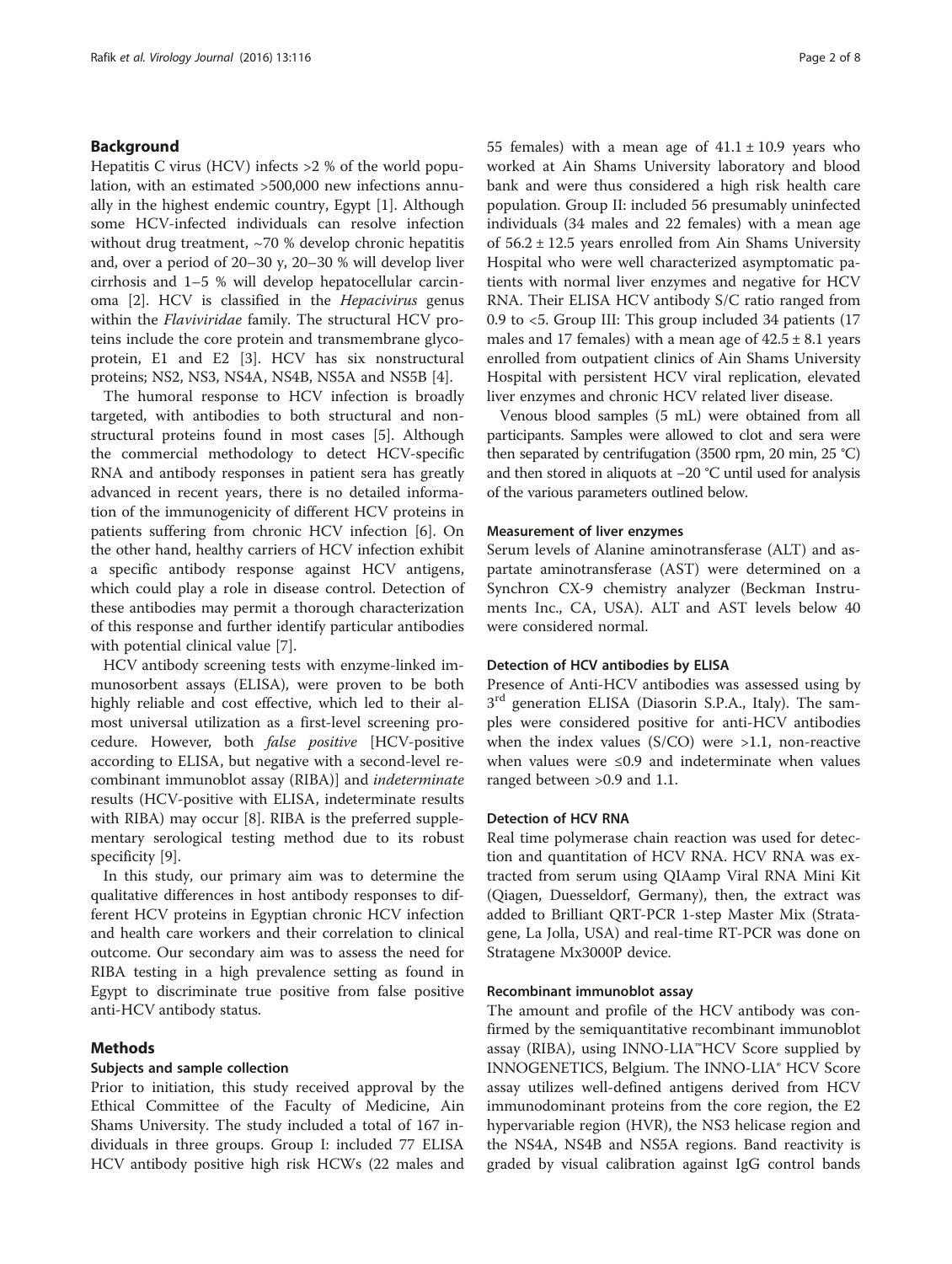## Background

Hepatitis C virus (HCV) infects >2 % of the world population, with an estimated >500,000 new infections annually in the highest endemic country, Egypt [1]. Although some HCV-infected individuals can resolve infection without drug treatment, ~70 % develop chronic hepatitis and, over a period of 20–30 y, 20–30 % will develop liver cirrhosis and 1–5 % will develop hepatocellular carcinoma [2]. HCV is classified in the *Hepacivirus* genus within the *Flaviviridae* family. The structural HCV proteins include the core protein and transmembrane glycoprotein, E1 and E2 [3]. HCV has six nonstructural proteins; NS2, NS3, NS4A, NS4B, NS5A and NS5B [4].

The humoral response to HCV infection is broadly targeted, with antibodies to both structural and nonstructural proteins found in most cases [5]. Although the commercial methodology to detect HCV-specific RNA and antibody responses in patient sera has greatly advanced in recent years, there is no detailed information of the immunogenicity of different HCV proteins in patients suffering from chronic HCV infection [6]. On the other hand, healthy carriers of HCV infection exhibit a specific antibody response against HCV antigens, which could play a role in disease control. Detection of these antibodies may permit a thorough characterization of this response and further identify particular antibodies with potential clinical value [7].

HCV antibody screening tests with enzyme-linked immunosorbent assays (ELISA), were proven to be both highly reliable and cost effective, which led to their almost universal utilization as a first-level screening procedure. However, both *false positive* [HCV-positive according to ELISA, but negative with a second-level recombinant immunoblot assay (RIBA)] and *indeterminate* results (HCV-positive with ELISA, indeterminate results with RIBA) may occur [8]. RIBA is the preferred supplementary serological testing method due to its robust specificity [9].

In this study, our primary aim was to determine the qualitative differences in host antibody responses to different HCV proteins in Egyptian chronic HCV infection and health care workers and their correlation to clinical outcome. Our secondary aim was to assess the need for RIBA testing in a high prevalence setting as found in Egypt to discriminate true positive from false positive anti-HCV antibody status.

## Methods

### Subjects and sample collection

Prior to initiation, this study received approval by the Ethical Committee of the Faculty of Medicine, Ain Shams University. The study included a total of 167 individuals in three groups. Group I: included 77 ELISA HCV antibody positive high risk HCWs (22 males and 55 females) with a mean age of 41.1 ± 10.9 years who worked at Ain Shams University laboratory and blood bank and were thus considered a high risk health care population. Group II: included 56 presumably uninfected individuals (34 males and 22 females) with a mean age of 56.2 ± 12.5 years enrolled from Ain Shams University Hospital who were well characterized asymptomatic patients with normal liver enzymes and negative for HCV RNA. Their ELISA HCV antibody S/C ratio ranged from 0.9 to <5. Group III: This group included 34 patients (17 males and 17 females) with a mean age of 42.5 ± 8.1 years enrolled from outpatient clinics of Ain Shams University Hospital with persistent HCV viral replication, elevated liver enzymes and chronic HCV related liver disease.

Venous blood samples (5 mL) were obtained from all participants. Samples were allowed to clot and sera were then separated by centrifugation (3500 rpm, 20 min, 25 °C) and then stored in aliquots at −20 °C until used for analysis of the various parameters outlined below.

### Measurement of liver enzymes

Serum levels of Alanine aminotransferase (ALT) and aspartate aminotransferase (AST) were determined on a Synchron CX-9 chemistry analyzer (Beckman Instruments Inc., CA, USA). ALT and AST levels below 40 were considered normal.

### Detection of HCV antibodies by ELISA

Presence of Anti-HCV antibodies was assessed using by 3rd generation ELISA (Diasorin S.P.A., Italy). The samples were considered positive for anti-HCV antibodies when the index values (S/CO) were >1.1, non-reactive when values were ≤0.9 and indeterminate when values ranged between >0.9 and 1.1.

### Detection of HCV RNA

Real time polymerase chain reaction was used for detection and quantitation of HCV RNA. HCV RNA was extracted from serum using QIAamp Viral RNA Mini Kit (Qiagen, Duesseldorf, Germany), then, the extract was added to Brilliant QRT-PCR 1-step Master Mix (Stratagene, La Jolla, USA) and real-time RT-PCR was done on Stratagene Mx3000P device.

### Recombinant immunoblot assay

The amount and profile of the HCV antibody was confirmed by the semiquantitative recombinant immunoblot assay (RIBA), using INNO-LIA™HCV Score supplied by INNOGENETICS, Belgium. The INNO-LIA® HCV Score assay utilizes well-defined antigens derived from HCV immunodominant proteins from the core region, the E2 hypervariable region (HVR), the NS3 helicase region and the NS4A, NS4B and NS5A regions. Band reactivity is graded by visual calibration against IgG control bands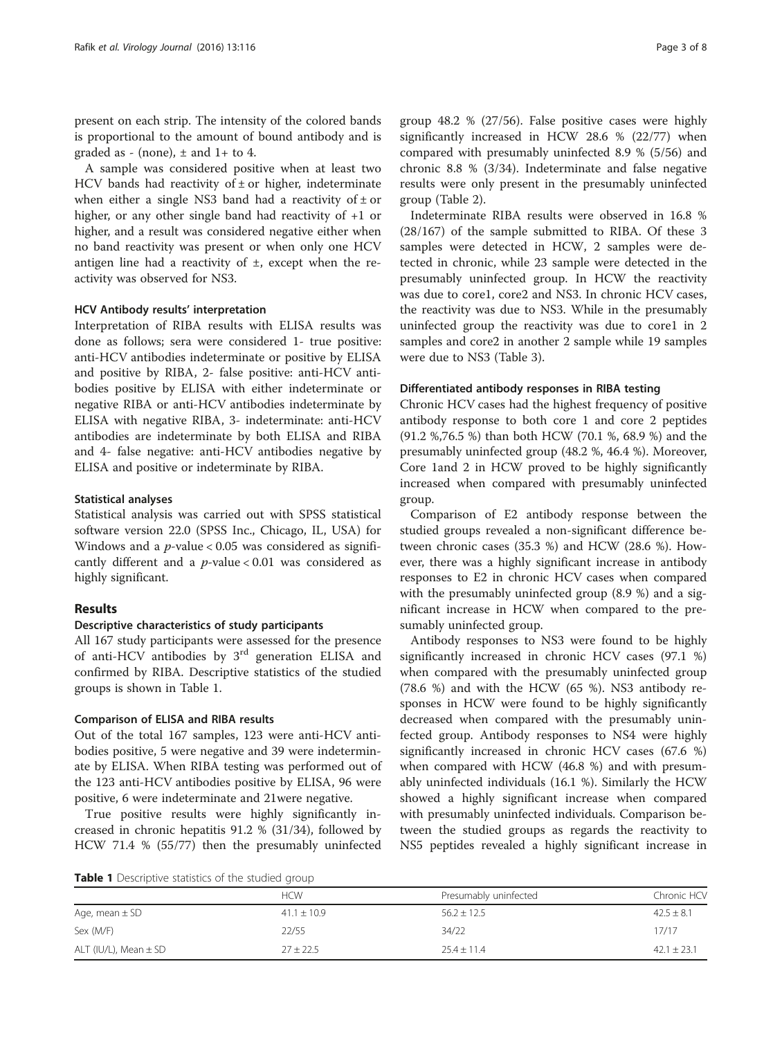present on each strip. The intensity of the colored bands is proportional to the amount of bound antibody and is graded as - (none), ± and 1+ to 4.

A sample was considered positive when at least two HCV bands had reactivity of ± or higher, indeterminate when either a single NS3 band had a reactivity of ± or higher, or any other single band had reactivity of +1 or higher, and a result was considered negative either when no band reactivity was present or when only one HCV antigen line had a reactivity of ±, except when the reactivity was observed for NS3.

### HCV Antibody results' interpretation

Interpretation of RIBA results with ELISA results was done as follows; sera were considered 1- true positive: anti-HCV antibodies indeterminate or positive by ELISA and positive by RIBA, 2- false positive: anti-HCV antibodies positive by ELISA with either indeterminate or negative RIBA or anti-HCV antibodies indeterminate by ELISA with negative RIBA, 3- indeterminate: anti-HCV antibodies are indeterminate by both ELISA and RIBA and 4- false negative: anti-HCV antibodies negative by ELISA and positive or indeterminate by RIBA.

### Statistical analyses

Statistical analysis was carried out with SPSS statistical software version 22.0 (SPSS Inc., Chicago, IL, USA) for Windows and a $p$-value < 0.05 was considered as significantly different and a $p$-value < 0.01 was considered as highly significant.

## Results

### Descriptive characteristics of study participants

All 167 study participants were assessed for the presence of anti-HCV antibodies by 3[rd] generation ELISA and confirmed by RIBA. Descriptive statistics of the studied groups is shown in Table 1.

### Comparison of ELISA and RIBA results

Out of the total 167 samples, 123 were anti-HCV antibodies positive, 5 were negative and 39 were indeterminate by ELISA. When RIBA testing was performed out of the 123 anti-HCV antibodies positive by ELISA, 96 were positive, 6 were indeterminate and 21were negative.

True positive results were highly significantly increased in chronic hepatitis 91.2 % (31/34), followed by HCW 71.4 % (55/77) then the presumably uninfected group 48.2 % (27/56). False positive cases were highly significantly increased in HCW 28.6 % (22/77) when compared with presumably uninfected 8.9 % (5/56) and chronic 8.8 % (3/34). Indeterminate and false negative results were only present in the presumably uninfected group (Table 2).

Indeterminate RIBA results were observed in 16.8 % (28/167) of the sample submitted to RIBA. Of these 3 samples were detected in HCW, 2 samples were detected in chronic, while 23 sample were detected in the presumably uninfected group. In HCW the reactivity was due to core1, core2 and NS3. In chronic HCV cases, the reactivity was due to NS3. While in the presumably uninfected group the reactivity was due to core1 in 2 samples and core2 in another 2 sample while 19 samples were due to NS3 (Table 3).

### Differentiated antibody responses in RIBA testing

Chronic HCV cases had the highest frequency of positive antibody response to both core 1 and core 2 peptides (91.2 %,76.5 %) than both HCW (70.1 %, 68.9 %) and the presumably uninfected group (48.2 %, 46.4 %). Moreover, Core 1and 2 in HCW proved to be highly significantly increased when compared with presumably uninfected group.

Comparison of E2 antibody response between the studied groups revealed a non-significant difference between chronic cases (35.3 %) and HCW (28.6 %). However, there was a highly significant increase in antibody responses to E2 in chronic HCV cases when compared with the presumably uninfected group (8.9 %) and a significant increase in HCW when compared to the presumably uninfected group.

Antibody responses to NS3 were found to be highly significantly increased in chronic HCV cases (97.1 %) when compared with the presumably uninfected group (78.6 %) and with the HCW (65 %). NS3 antibody responses in HCW were found to be highly significantly decreased when compared with the presumably uninfected group. Antibody responses to NS4 were highly significantly increased in chronic HCV cases (67.6 %) when compared with HCW (46.8 %) and with presumably uninfected individuals (16.1 %). Similarly the HCW showed a highly significant increase when compared with presumably uninfected individuals. Comparison between the studied groups as regards the reactivity to NS5 peptides revealed a highly significant increase in

**Table 1** Descriptive statistics of the studied group

| | HCW | Presumably uninfected | Chronic HCV |
|---|---|---|---|
| Age, mean ± SD | 41.1 ± 10.9 | 56.2 ± 12.5 | 42.5 ± 8.1 |
| Sex (M/F) | 22/55 | 34/22 | 17/17 |
| ALT (IU/L), Mean ± SD | 27 ± 22.5 | 25.4 ± 11.4 | 42.1 ± 23.1 |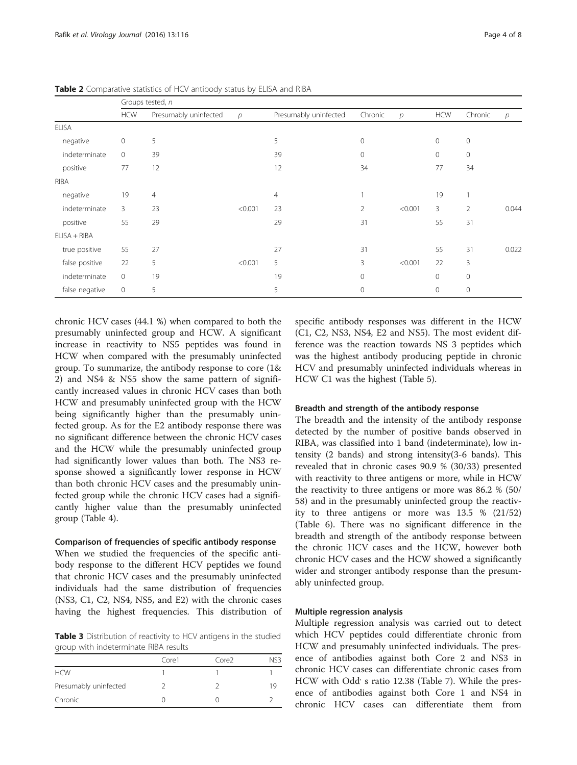**Table 2** Comparative statistics of HCV antibody status by ELISA and RIBA

| | Groups tested, *n* | | | | | | | | |
|---|---|---|---|---|---|---|---|---|---|
| | HCW | Presumably uninfected | *p* | Presumably uninfected | Chronic | *p* | HCW | Chronic | *p* |
| ELISA | | | | | | | | | |
| negative | 0 | 5 | | 5 | 0 | | 0 | 0 | |
| indeterminate | 0 | 39 | | 39 | 0 | | 0 | 0 | |
| positive | 77 | 12 | | 12 | 34 | | 77 | 34 | |
| RIBA | | | | | | | | | |
| negative | 19 | 4 | | 4 | 1 | | 19 | 1 | |
| indeterminate | 3 | 23 | <0.001 | 23 | 2 | <0.001 | 3 | 2 | 0.044 |
| positive | 55 | 29 | | 29 | 31 | | 55 | 31 | |
| ELISA + RIBA | | | | | | | | | |
| true positive | 55 | 27 | | 27 | 31 | | 55 | 31 | 0.022 |
| false positive | 22 | 5 | <0.001 | 5 | 3 | <0.001 | 22 | 3 | |
| indeterminate | 0 | 19 | | 19 | 0 | | 0 | 0 | |
| false negative | 0 | 5 | | 5 | 0 | | 0 | 0 | |

chronic HCV cases (44.1 %) when compared to both the presumably uninfected group and HCW. A significant increase in reactivity to NS5 peptides was found in HCW when compared with the presumably uninfected group. To summarize, the antibody response to core (1& 2) and NS4 & NS5 show the same pattern of significantly increased values in chronic HCV cases than both HCW and presumably uninfected group with the HCW being significantly higher than the presumably uninfected group. As for the E2 antibody response there was no significant difference between the chronic HCV cases and the HCW while the presumably uninfected group had significantly lower values than both. The NS3 response showed a significantly lower response in HCW than both chronic HCV cases and the presumably uninfected group while the chronic HCV cases had a significantly higher value than the presumably uninfected group (Table 4).

#### Comparison of frequencies of specific antibody response

When we studied the frequencies of the specific antibody response to the different HCV peptides we found that chronic HCV cases and the presumably uninfected individuals had the same distribution of frequencies (NS3, C1, C2, NS4, NS5, and E2) with the chronic cases having the highest frequencies. This distribution of specific antibody responses was different in the HCW (C1, C2, NS3, NS4, E2 and NS5). The most evident difference was the reaction towards NS 3 peptides which was the highest antibody producing peptide in chronic HCV and presumably uninfected individuals whereas in HCW C1 was the highest (Table 5).

**Table 3** Distribution of reactivity to HCV antigens in the studied group with indeterminate RIBA results

| | Core1 | Core2 | NS3 |
|---|---|---|---|
| HCW | 1 | 1 | 1 |
| Presumably uninfected | 2 | 2 | 19 |
| Chronic | 0 | 0 | 2 |

#### Breadth and strength of the antibody response

The breadth and the intensity of the antibody response detected by the number of positive bands observed in RIBA, was classified into 1 band (indeterminate), low intensity (2 bands) and strong intensity(3-6 bands). This revealed that in chronic cases 90.9 % (30/33) presented with reactivity to three antigens or more, while in HCW the reactivity to three antigens or more was 86.2 % (50/58) and in the presumably uninfected group the reactivity to three antigens or more was 13.5 % (21/52) (Table 6). There was no significant difference in the breadth and strength of the antibody response between the chronic HCV cases and the HCW, however both chronic HCV cases and the HCW showed a significantly wider and stronger antibody response than the presumably uninfected group.

#### Multiple regression analysis

Multiple regression analysis was carried out to detect which HCV peptides could differentiate chronic from HCW and presumably uninfected individuals. The presence of antibodies against both Core 2 and NS3 in chronic HCV cases can differentiate chronic cases from HCW with Odd' s ratio 12.38 (Table 7). While the presence of antibodies against both Core 1 and NS4 in chronic HCV cases can differentiate them from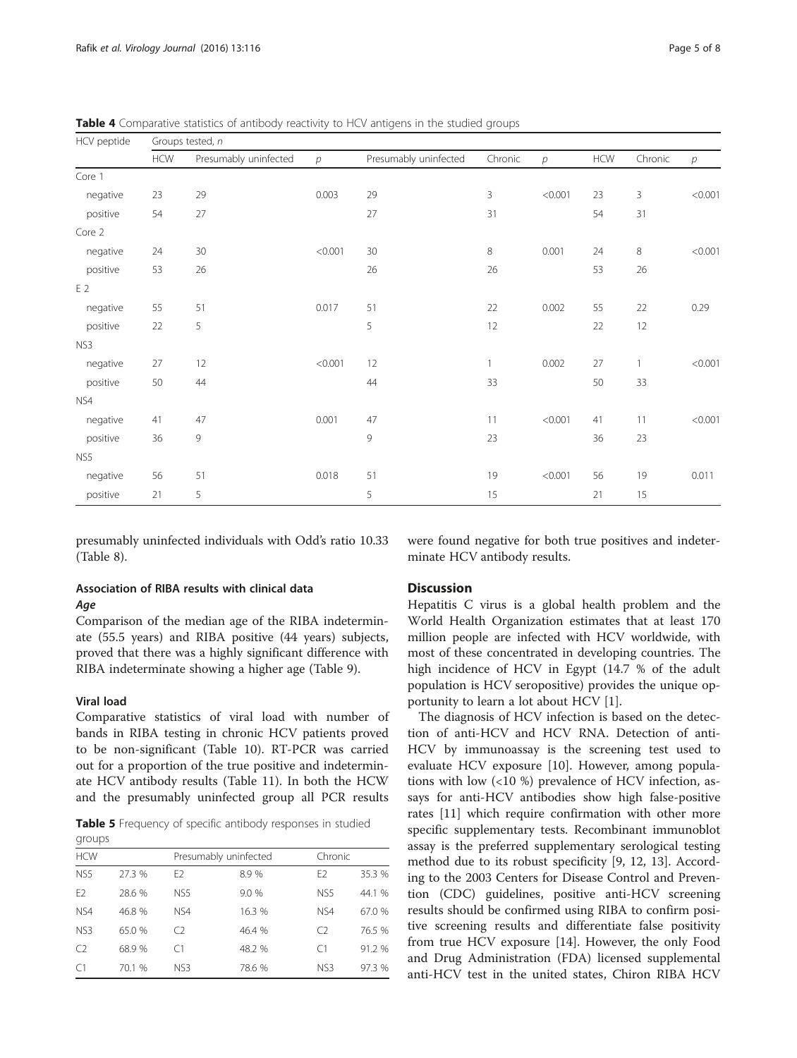**Table 4** Comparative statistics of antibody reactivity to HCV antigens in the studied groups

| HCV peptide | Groups tested, *n* | | | | | | | | |
|---|---|---|---|---|---|---|---|---|---|
| | HCW | Presumably uninfected | *p* | Presumably uninfected | Chronic | *p* | HCW | Chronic | *p* |
| Core 1 | | | | | | | | | |
| negative | 23 | 29 | 0.003 | 29 | 3 | <0.001 | 23 | 3 | <0.001 |
| positive | 54 | 27 | | 27 | 31 | | 54 | 31 | |
| Core 2 | | | | | | | | | |
| negative | 24 | 30 | <0.001 | 30 | 8 | 0.001 | 24 | 8 | <0.001 |
| positive | 53 | 26 | | 26 | 26 | | 53 | 26 | |
| E 2 | | | | | | | | | |
| negative | 55 | 51 | 0.017 | 51 | 22 | 0.002 | 55 | 22 | 0.29 |
| positive | 22 | 5 | | 5 | 12 | | 22 | 12 | |
| NS3 | | | | | | | | | |
| negative | 27 | 12 | <0.001 | 12 | 1 | 0.002 | 27 | 1 | <0.001 |
| positive | 50 | 44 | | 44 | 33 | | 50 | 33 | |
| NS4 | | | | | | | | | |
| negative | 41 | 47 | 0.001 | 47 | 11 | <0.001 | 41 | 11 | <0.001 |
| positive | 36 | 9 | | 9 | 23 | | 36 | 23 | |
| NS5 | | | | | | | | | |
| negative | 56 | 51 | 0.018 | 51 | 19 | <0.001 | 56 | 19 | 0.011 |
| positive | 21 | 5 | | 5 | 15 | | 21 | 15 | |

presumably uninfected individuals with Odd's ratio 10.33 (Table 8).

### Association of RIBA results with clinical data

#### *Age*

Comparison of the median age of the RIBA indeterminate (55.5 years) and RIBA positive (44 years) subjects, proved that there was a highly significant difference with RIBA indeterminate showing a higher age (Table 9).

#### Viral load

Comparative statistics of viral load with number of bands in RIBA testing in chronic HCV patients proved to be non-significant (Table 10). RT-PCR was carried out for a proportion of the true positive and indeterminate HCV antibody results (Table 11). In both the HCW and the presumably uninfected group all PCR results were found negative for both true positives and indeterminate HCV antibody results.

**Table 5** Frequency of specific antibody responses in studied groups

| HCW | | Presumably uninfected | | Chronic | |
|---|---|---|---|---|---|
| NS5 | 27.3 % | E2 | 8.9 % | E2 | 35.3 % |
| E2 | 28.6 % | NS5 | 9.0 % | NS5 | 44.1 % |
| NS4 | 46.8 % | NS4 | 16.3 % | NS4 | 67.0 % |
| NS3 | 65.0 % | C2 | 46.4 % | C2 | 76.5 % |
| C2 | 68.9 % | C1 | 48.2 % | C1 | 91.2 % |
| C1 | 70.1 % | NS3 | 78.6 % | NS3 | 97.3 % |

## Discussion

Hepatitis C virus is a global health problem and the World Health Organization estimates that at least 170 million people are infected with HCV worldwide, with most of these concentrated in developing countries. The high incidence of HCV in Egypt (14.7 % of the adult population is HCV seropositive) provides the unique opportunity to learn a lot about HCV [1].

The diagnosis of HCV infection is based on the detection of anti-HCV and HCV RNA. Detection of anti-HCV by immunoassay is the screening test used to evaluate HCV exposure [10]. However, among populations with low (<10 %) prevalence of HCV infection, assays for anti-HCV antibodies show high false-positive rates [11] which require confirmation with other more specific supplementary tests. Recombinant immunoblot assay is the preferred supplementary serological testing method due to its robust specificity [9, 12, 13]. According to the 2003 Centers for Disease Control and Prevention (CDC) guidelines, positive anti-HCV screening results should be confirmed using RIBA to confirm positive screening results and differentiate false positivity from true HCV exposure [14]. However, the only Food and Drug Administration (FDA) licensed supplemental anti-HCV test in the united states, Chiron RIBA HCV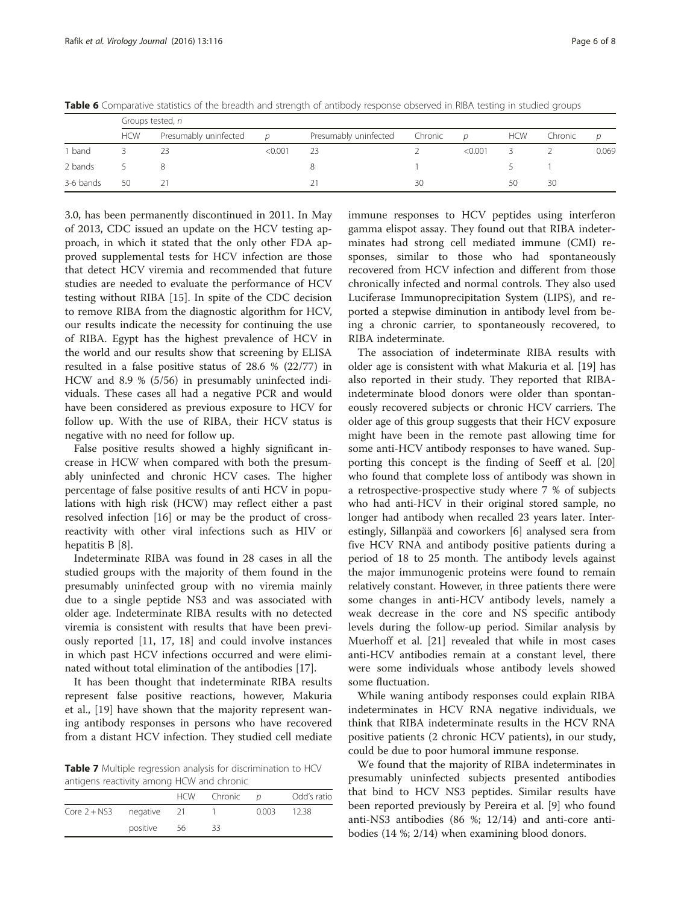**Table 6** Comparative statistics of the breadth and strength of antibody response observed in RIBA testing in studied groups

| | Groups tested, n | | | | | | | | |
|---|---|---|---|---|---|---|---|---|---|
| | HCW | Presumably uninfected | p | Presumably uninfected | Chronic | p | HCW | Chronic | p |
| 1 band | 3 | 23 | <0.001 | 23 | 2 | <0.001 | 3 | 2 | 0.069 |
| 2 bands | 5 | 8 | | 8 | 1 | | 5 | 1 | |
| 3-6 bands | 50 | 21 | | 21 | 30 | | 50 | 30 | |

3.0, has been permanently discontinued in 2011. In May of 2013, CDC issued an update on the HCV testing approach, in which it stated that the only other FDA approved supplemental tests for HCV infection are those that detect HCV viremia and recommended that future studies are needed to evaluate the performance of HCV testing without RIBA [15]. In spite of the CDC decision to remove RIBA from the diagnostic algorithm for HCV, our results indicate the necessity for continuing the use of RIBA. Egypt has the highest prevalence of HCV in the world and our results show that screening by ELISA resulted in a false positive status of 28.6 % (22/77) in HCW and 8.9 % (5/56) in presumably uninfected individuals. These cases all had a negative PCR and would have been considered as previous exposure to HCV for follow up. With the use of RIBA, their HCV status is negative with no need for follow up.

False positive results showed a highly significant increase in HCW when compared with both the presumably uninfected and chronic HCV cases. The higher percentage of false positive results of anti HCV in populations with high risk (HCW) may reflect either a past resolved infection [16] or may be the product of cross-reactivity with other viral infections such as HIV or hepatitis B [8].

Indeterminate RIBA was found in 28 cases in all the studied groups with the majority of them found in the presumably uninfected group with no viremia mainly due to a single peptide NS3 and was associated with older age. Indeterminate RIBA results with no detected viremia is consistent with results that have been previously reported [11, 17, 18] and could involve instances in which past HCV infections occurred and were eliminated without total elimination of the antibodies [17].

It has been thought that indeterminate RIBA results represent false positive reactions, however, Makuria et al., [19] have shown that the majority represent waning antibody responses in persons who have recovered from a distant HCV infection. They studied cell mediate immune responses to HCV peptides using interferon gamma elispot assay. They found out that RIBA indeterminates had strong cell mediated immune (CMI) responses, similar to those who had spontaneously recovered from HCV infection and different from those chronically infected and normal controls. They also used Luciferase Immunoprecipitation System (LIPS), and reported a stepwise diminution in antibody level from being a chronic carrier, to spontaneously recovered, to RIBA indeterminate.

**Table 7** Multiple regression analysis for discrimination to HCV antigens reactivity among HCW and chronic

| | | HCW | Chronic | p | Odd's ratio |
|---|---|---|---|---|---|
| Core 2 + NS3 | negative | 21 | 1 | 0.003 | 12.38 |
| | positive | 56 | 33 | | |

The association of indeterminate RIBA results with older age is consistent with what Makuria et al. [19] has also reported in their study. They reported that RIBA-indeterminate blood donors were older than spontaneously recovered subjects or chronic HCV carriers. The older age of this group suggests that their HCV exposure might have been in the remote past allowing time for some anti-HCV antibody responses to have waned. Supporting this concept is the finding of Seeff et al. [20] who found that complete loss of antibody was shown in a retrospective-prospective study where 7 % of subjects who had anti-HCV in their original stored sample, no longer had antibody when recalled 23 years later. Interestingly, Sillanpää and coworkers [6] analysed sera from five HCV RNA and antibody positive patients during a period of 18 to 25 month. The antibody levels against the major immunogenic proteins were found to remain relatively constant. However, in three patients there were some changes in anti-HCV antibody levels, namely a weak decrease in the core and NS specific antibody levels during the follow-up period. Similar analysis by Muerhoff et al. [21] revealed that while in most cases anti-HCV antibodies remain at a constant level, there were some individuals whose antibody levels showed some fluctuation.

While waning antibody responses could explain RIBA indeterminates in HCV RNA negative individuals, we think that RIBA indeterminate results in the HCV RNA positive patients (2 chronic HCV patients), in our study, could be due to poor humoral immune response.

We found that the majority of RIBA indeterminates in presumably uninfected subjects presented antibodies that bind to HCV NS3 peptides. Similar results have been reported previously by Pereira et al. [9] who found anti-NS3 antibodies (86 %; 12/14) and anti-core antibodies (14 %; 2/14) when examining blood donors.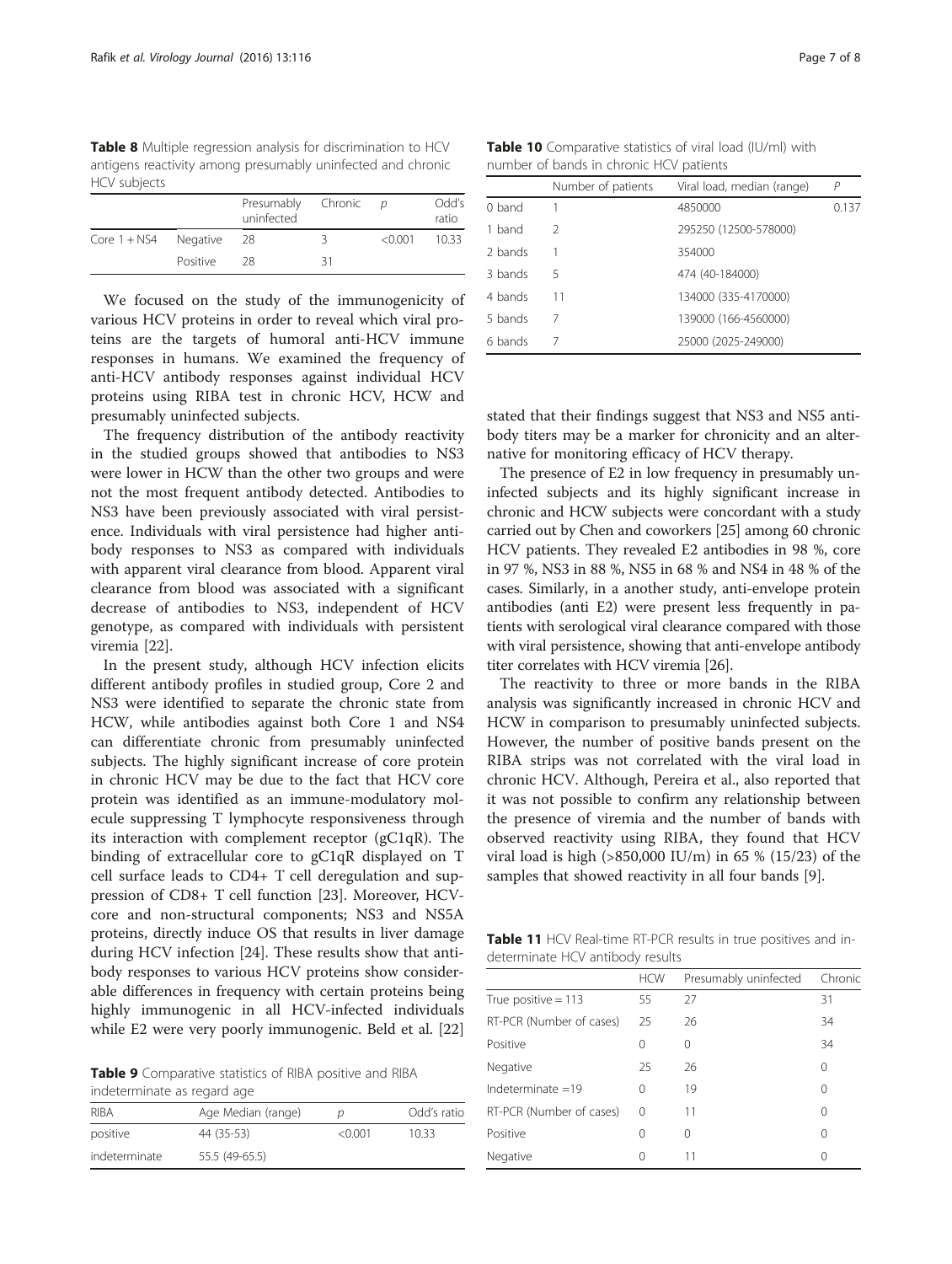**Table 8** Multiple regression analysis for discrimination to HCV antigens reactivity among presumably uninfected and chronic HCV subjects

| | | Presumably uninfected | Chronic | p | Odd's ratio |
|---|---|---|---|---|---|
| Core 1 + NS4 | Negative | 28 | 3 | <0.001 | 10.33 |
| | Positive | 28 | 31 | | |

We focused on the study of the immunogenicity of various HCV proteins in order to reveal which viral proteins are the targets of humoral anti-HCV immune responses in humans. We examined the frequency of anti-HCV antibody responses against individual HCV proteins using RIBA test in chronic HCV, HCW and presumably uninfected subjects.

The frequency distribution of the antibody reactivity in the studied groups showed that antibodies to NS3 were lower in HCW than the other two groups and were not the most frequent antibody detected. Antibodies to NS3 have been previously associated with viral persistence. Individuals with viral persistence had higher antibody responses to NS3 as compared with individuals with apparent viral clearance from blood. Apparent viral clearance from blood was associated with a significant decrease of antibodies to NS3, independent of HCV genotype, as compared with individuals with persistent viremia [22].

In the present study, although HCV infection elicits different antibody profiles in studied group, Core 2 and NS3 were identified to separate the chronic state from HCW, while antibodies against both Core 1 and NS4 can differentiate chronic from presumably uninfected subjects. The highly significant increase of core protein in chronic HCV may be due to the fact that HCV core protein was identified as an immune-modulatory molecule suppressing T lymphocyte responsiveness through its interaction with complement receptor (gC1qR). The binding of extracellular core to gC1qR displayed on T cell surface leads to CD4+ T cell deregulation and suppression of CD8+ T cell function [23]. Moreover, HCV-core and non-structural components; NS3 and NS5A proteins, directly induce OS that results in liver damage during HCV infection [24]. These results show that antibody responses to various HCV proteins show considerable differences in frequency with certain proteins being highly immunogenic in all HCV-infected individuals while E2 were very poorly immunogenic. Beld et al. [22] stated that their findings suggest that NS3 and NS5 antibody titers may be a marker for chronicity and an alternative for monitoring efficacy of HCV therapy.

**Table 9** Comparative statistics of RIBA positive and RIBA indeterminate as regard age

| RIBA | Age Median (range) | p | Odd's ratio |
|---|---|---|---|
| positive | 44 (35-53) | <0.001 | 10.33 |
| indeterminate | 55.5 (49-65.5) | | |

**Table 10** Comparative statistics of viral load (IU/ml) with number of bands in chronic HCV patients

| | Number of patients | Viral load, median (range) | P |
|---|---|---|---|
| 0 band | 1 | 4850000 | 0.137 |
| 1 band | 2 | 295250 (12500-578000) | |
| 2 bands | 1 | 354000 | |
| 3 bands | 5 | 474 (40-184000) | |
| 4 bands | 11 | 134000 (335-4170000) | |
| 5 bands | 7 | 139000 (166-4560000) | |
| 6 bands | 7 | 25000 (2025-249000) | |

The presence of E2 in low frequency in presumably uninfected subjects and its highly significant increase in chronic and HCW subjects were concordant with a study carried out by Chen and coworkers [25] among 60 chronic HCV patients. They revealed E2 antibodies in 98 %, core in 97 %, NS3 in 88 %, NS5 in 68 % and NS4 in 48 % of the cases. Similarly, in a another study, anti-envelope protein antibodies (anti E2) were present less frequently in patients with serological viral clearance compared with those with viral persistence, showing that anti-envelope antibody titer correlates with HCV viremia [26].

The reactivity to three or more bands in the RIBA analysis was significantly increased in chronic HCV and HCW in comparison to presumably uninfected subjects. However, the number of positive bands present on the RIBA strips was not correlated with the viral load in chronic HCV. Although, Pereira et al., also reported that it was not possible to confirm any relationship between the presence of viremia and the number of bands with observed reactivity using RIBA, they found that HCV viral load is high (>850,000 IU/m) in 65 % (15/23) of the samples that showed reactivity in all four bands [9].

**Table 11** HCV Real-time RT-PCR results in true positives and indeterminate HCV antibody results

| | HCW | Presumably uninfected | Chronic |
|---|---|---|---|
| True positive = 113 | 55 | 27 | 31 |
| RT-PCR (Number of cases) | 25 | 26 | 34 |
| Positive | 0 | 0 | 34 |
| Negative | 25 | 26 | 0 |
| Indeterminate =19 | 0 | 19 | 0 |
| RT-PCR (Number of cases) | 0 | 11 | 0 |
| Positive | 0 | 0 | 0 |
| Negative | 0 | 11 | 0 |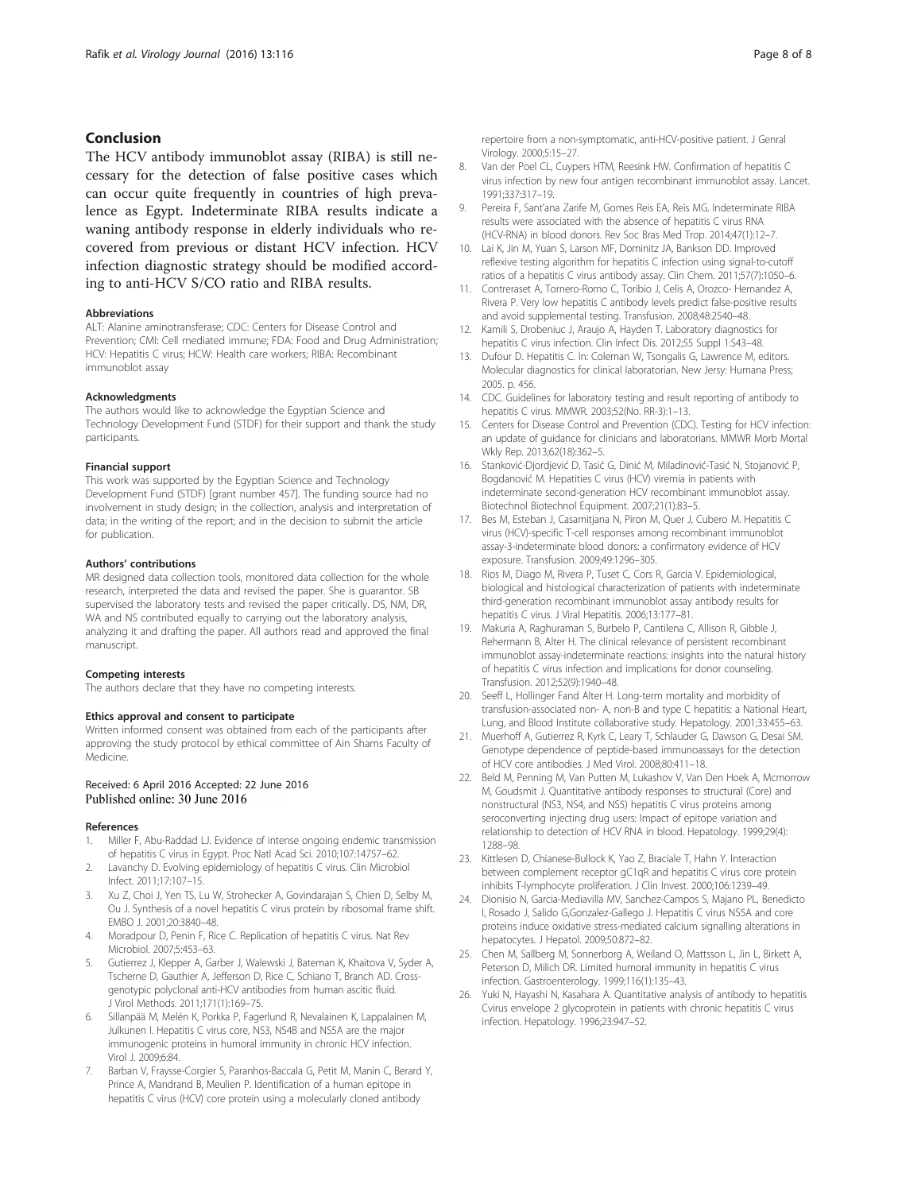## Conclusion

The HCV antibody immunoblot assay (RIBA) is still necessary for the detection of false positive cases which can occur quite frequently in countries of high prevalence as Egypt. Indeterminate RIBA results indicate a waning antibody response in elderly individuals who recovered from previous or distant HCV infection. HCV infection diagnostic strategy should be modified according to anti-HCV S/CO ratio and RIBA results.

#### Abbreviations

ALT: Alanine aminotransferase; CDC: Centers for Disease Control and Prevention; CMI: Cell mediated immune; FDA: Food and Drug Administration; HCV: Hepatitis C virus; HCW: Health care workers; RIBA: Recombinant immunoblot assay

#### Acknowledgments

The authors would like to acknowledge the Egyptian Science and Technology Development Fund (STDF) for their support and thank the study participants.

#### Financial support

This work was supported by the Egyptian Science and Technology Development Fund (STDF) [grant number 457]. The funding source had no involvement in study design; in the collection, analysis and interpretation of data; in the writing of the report; and in the decision to submit the article for publication.

#### Authors' contributions

MR designed data collection tools, monitored data collection for the whole research, interpreted the data and revised the paper. She is guarantor. SB supervised the laboratory tests and revised the paper critically. DS, NM, DR, WA and NS contributed equally to carrying out the laboratory analysis, analyzing it and drafting the paper. All authors read and approved the final manuscript.

#### Competing interests

The authors declare that they have no competing interests.

#### Ethics approval and consent to participate

Written informed consent was obtained from each of the participants after approving the study protocol by ethical committee of Ain Shams Faculty of Medicine.

Received: 6 April 2016 Accepted: 22 June 2016
Published online: 30 June 2016

#### References

1. Miller F, Abu-Raddad LJ. Evidence of intense ongoing endemic transmission of hepatitis C virus in Egypt. Proc Natl Acad Sci. 2010;107:14757–62.
2. Lavanchy D. Evolving epidemiology of hepatitis C virus. Clin Microbiol Infect. 2011;17:107–15.
3. Xu Z, Choi J, Yen TS, Lu W, Strohecker A, Govindarajan S, Chien D, Selby M, Ou J. Synthesis of a novel hepatitis C virus protein by ribosomal frame shift. EMBO J. 2001;20:3840–48.
4. Moradpour D, Penin F, Rice C. Replication of hepatitis C virus. Nat Rev Microbiol. 2007;5:453–63.
5. Gutierrez J, Klepper A, Garber J, Walewski J, Bateman K, Khaitova V, Syder A, Tscherne D, Gauthier A, Jefferson D, Rice C, Schiano T, Branch AD. Cross-genotypic polyclonal anti-HCV antibodies from human ascitic fluid. J Virol Methods. 2011;171(1):169–75.
6. Sillanpää M, Melén K, Porkka P, Fagerlund R, Nevalainen K, Lappalainen M, Julkunen I. Hepatitis C virus core, NS3, NS4B and NS5A are the major immunogenic proteins in humoral immunity in chronic HCV infection. Virol J. 2009;6:84.
7. Barban V, Fraysse-Corgier S, Paranhos-Baccala G, Petit M, Manin C, Berard Y, Prince A, Mandrand B, Meulien P. Identification of a human epitope in hepatitis C virus (HCV) core protein using a molecularly cloned antibody repertoire from a non-symptomatic, anti-HCV-positive patient. J Genral Virology. 2000;5:15–27.
8. Van der Poel CL, Cuypers HTM, Reesink HW. Confirmation of hepatitis C virus infection by new four antigen recombinant immunoblot assay. Lancet. 1991;337:317–19.
9. Pereira F, Sant'ana Zarife M, Gomes Reis EA, Reis MG. Indeterminate RIBA results were associated with the absence of hepatitis C virus RNA (HCV-RNA) in blood donors. Rev Soc Bras Med Trop. 2014;47(1):12–7.
10. Lai K, Jin M, Yuan S, Larson MF, Dominitz JA, Bankson DD. Improved reflexive testing algorithm for hepatitis C infection using signal-to-cutoff ratios of a hepatitis C virus antibody assay. Clin Chem. 2011;57(7):1050–6.
11. Contreraset A, Tornero-Romo C, Toribio J, Celis A, Orozco- Hernandez A, Rivera P. Very low hepatitis C antibody levels predict false-positive results and avoid supplemental testing. Transfusion. 2008;48:2540–48.
12. Kamili S, Drobeniuc J, Araujo A, Hayden T. Laboratory diagnostics for hepatitis C virus infection. Clin Infect Dis. 2012;55 Suppl 1:S43–48.
13. Dufour D. Hepatitis C. In: Coleman W, Tsongalis G, Lawrence M, editors. Molecular diagnostics for clinical laboratorian. New Jersy: Humana Press; 2005. p. 456.
14. CDC. Guidelines for laboratory testing and result reporting of antibody to hepatitis C virus. MMWR. 2003;52(No. RR-3):1–13.
15. Centers for Disease Control and Prevention (CDC). Testing for HCV infection: an update of guidance for clinicians and laboratorians. MMWR Morb Mortal Wkly Rep. 2013;62(18):362–5.
16. Stanković-Djordjević D, Tasić G, Dinić M, Miladinović-Tasić N, Stojanović P, Bogdanović M. Hepatities C virus (HCV) viremia in patients with indeterminate second-generation HCV recombinant immunoblot assay. Biotechnol Biotechnol Equipment. 2007;21(1):83–5.
17. Bes M, Esteban J, Casamitjana N, Piron M, Quer J, Cubero M. Hepatitis C virus (HCV)-specific T-cell responses among recombinant immunoblot assay-3-indeterminate blood donors: a confirmatory evidence of HCV exposure. Transfusion. 2009;49:1296–305.
18. Rios M, Diago M, Rivera P, Tuset C, Cors R, Garcia V. Epidemiological, biological and histological characterization of patients with indeterminate third-generation recombinant immunoblot assay antibody results for hepatitis C virus. J Viral Hepatitis. 2006;13:177–81.
19. Makuria A, Raghuraman S, Burbelo P, Cantilena C, Allison R, Gibble J, Rehermann B, Alter H. The clinical relevance of persistent recombinant immunoblot assay-indeterminate reactions: insights into the natural history of hepatitis C virus infection and implications for donor counseling. Transfusion. 2012;52(9):1940–48.
20. Seeff L, Hollinger Fand Alter H. Long-term mortality and morbidity of transfusion-associated non- A, non-B and type C hepatitis: a National Heart, Lung, and Blood Institute collaborative study. Hepatology. 2001;33:455–63.
21. Muerhoff A, Gutierrez R, Kyrk C, Leary T, Schlauder G, Dawson G, Desai SM. Genotype dependence of peptide-based immunoassays for the detection of HCV core antibodies. J Med Virol. 2008;80:411–18.
22. Beld M, Penning M, Van Putten M, Lukashov V, Van Den Hoek A, Mcmorrow M, Goudsmit J. Quantitative antibody responses to structural (Core) and nonstructural (NS3, NS4, and NS5) hepatitis C virus proteins among seroconverting injecting drug users: Impact of epitope variation and relationship to detection of HCV RNA in blood. Hepatology. 1999;29(4): 1288–98.
23. Kittlesen D, Chianese-Bullock K, Yao Z, Braciale T, Hahn Y. Interaction between complement receptor gC1qR and hepatitis C virus core protein inhibits T-lymphocyte proliferation. J Clin Invest. 2000;106:1239–49.
24. Dionisio N, Garcia-Mediavilla MV, Sanchez-Campos S, Majano PL, Benedicto I, Rosado J, Salido G,Gonzalez-Gallego J. Hepatitis C virus NS5A and core proteins induce oxidative stress-mediated calcium signalling alterations in hepatocytes. J Hepatol. 2009;50:872–82.
25. Chen M, Sallberg M, Sonnerborg A, Weiland O, Mattsson L, Jin L, Birkett A, Peterson D, Milich DR. Limited humoral immunity in hepatitis C virus infection. Gastroenterology. 1999;116(1):135–43.
26. Yuki N, Hayashi N, Kasahara A. Quantitative analysis of antibody to hepatitis Cvirus envelope 2 glycoprotein in patients with chronic hepatitis C virus infection. Hepatology. 1996;23:947–52.